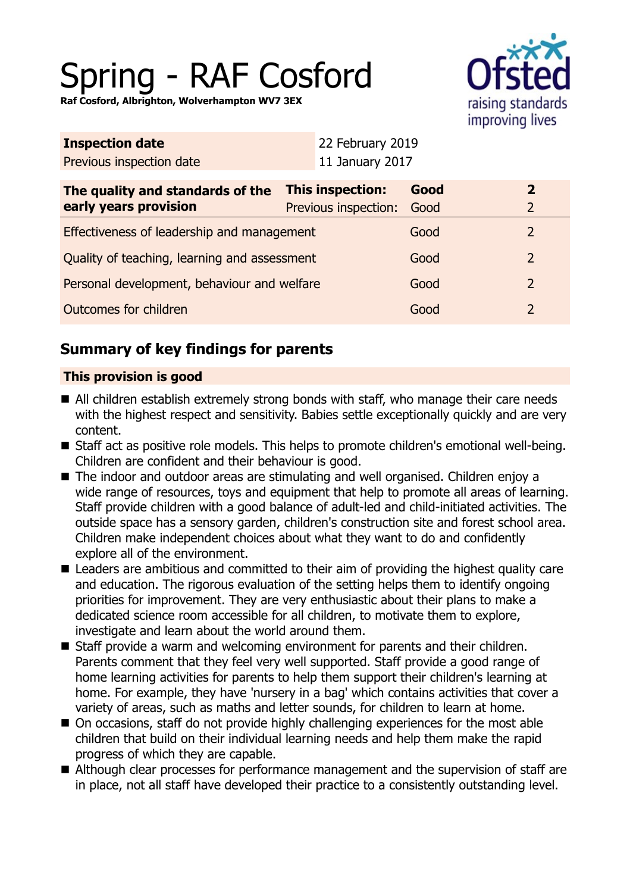# Spring - RAF Cosford

**Raf Cosford, Albrighton, Wolverhampton WV7 3EX**

| **Inspection date** | 22 February 2019 |
|---|---|
| Previous inspection date | 11 January 2017 |

| **The quality and standards of the early years provision** | **This inspection:** | **Good** | **2** |
|---|---|---|---|
| | Previous inspection: | Good | 2 |
| Effectiveness of leadership and management | | Good | 2 |
| Quality of teaching, learning and assessment | | Good | 2 |
| Personal development, behaviour and welfare | | Good | 2 |
| Outcomes for children | | Good | 2 |

## Summary of key findings for parents

**This provision is good**

- All children establish extremely strong bonds with staff, who manage their care needs with the highest respect and sensitivity. Babies settle exceptionally quickly and are very content.
- Staff act as positive role models. This helps to promote children's emotional well-being. Children are confident and their behaviour is good.
- The indoor and outdoor areas are stimulating and well organised. Children enjoy a wide range of resources, toys and equipment that help to promote all areas of learning. Staff provide children with a good balance of adult-led and child-initiated activities. The outside space has a sensory garden, children's construction site and forest school area. Children make independent choices about what they want to do and confidently explore all of the environment.
- Leaders are ambitious and committed to their aim of providing the highest quality care and education. The rigorous evaluation of the setting helps them to identify ongoing priorities for improvement. They are very enthusiastic about their plans to make a dedicated science room accessible for all children, to motivate them to explore, investigate and learn about the world around them.
- Staff provide a warm and welcoming environment for parents and their children. Parents comment that they feel very well supported. Staff provide a good range of home learning activities for parents to help them support their children's learning at home. For example, they have 'nursery in a bag' which contains activities that cover a variety of areas, such as maths and letter sounds, for children to learn at home.
- On occasions, staff do not provide highly challenging experiences for the most able children that build on their individual learning needs and help them make the rapid progress of which they are capable.
- Although clear processes for performance management and the supervision of staff are in place, not all staff have developed their practice to a consistently outstanding level.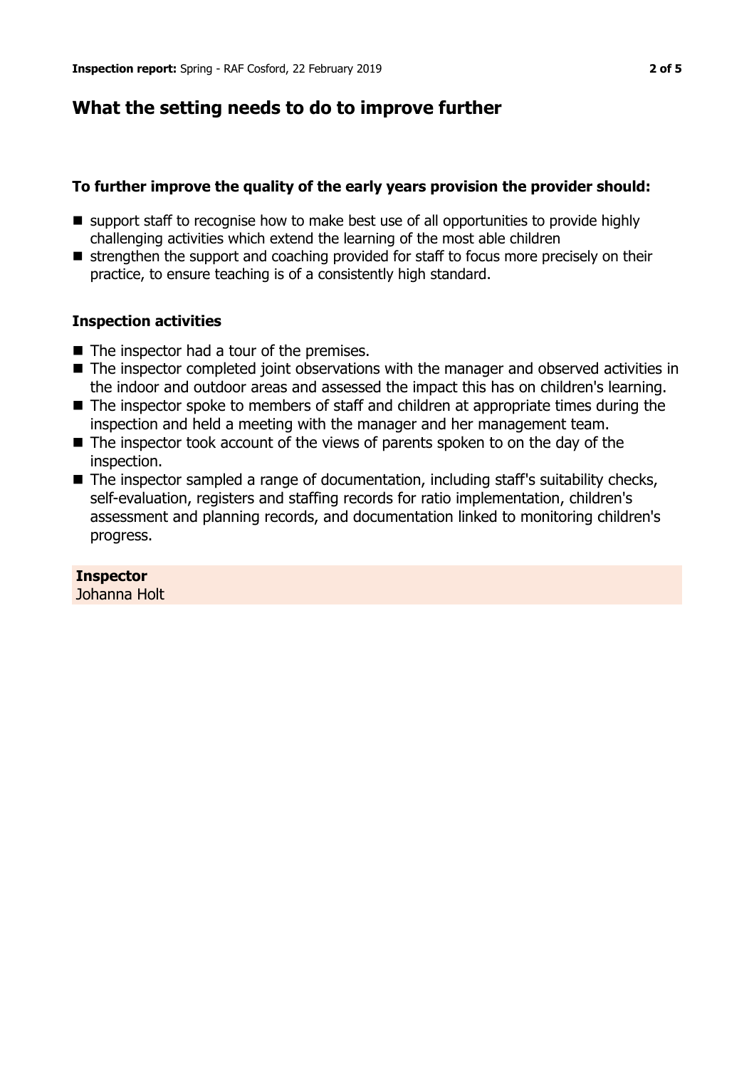## What the setting needs to do to improve further

### To further improve the quality of the early years provision the provider should:

- support staff to recognise how to make best use of all opportunities to provide highly challenging activities which extend the learning of the most able children
- strengthen the support and coaching provided for staff to focus more precisely on their practice, to ensure teaching is of a consistently high standard.

### Inspection activities

- The inspector had a tour of the premises.
- The inspector completed joint observations with the manager and observed activities in the indoor and outdoor areas and assessed the impact this has on children's learning.
- The inspector spoke to members of staff and children at appropriate times during the inspection and held a meeting with the manager and her management team.
- The inspector took account of the views of parents spoken to on the day of the inspection.
- The inspector sampled a range of documentation, including staff's suitability checks, self-evaluation, registers and staffing records for ratio implementation, children's assessment and planning records, and documentation linked to monitoring children's progress.

**Inspector**
Johanna Holt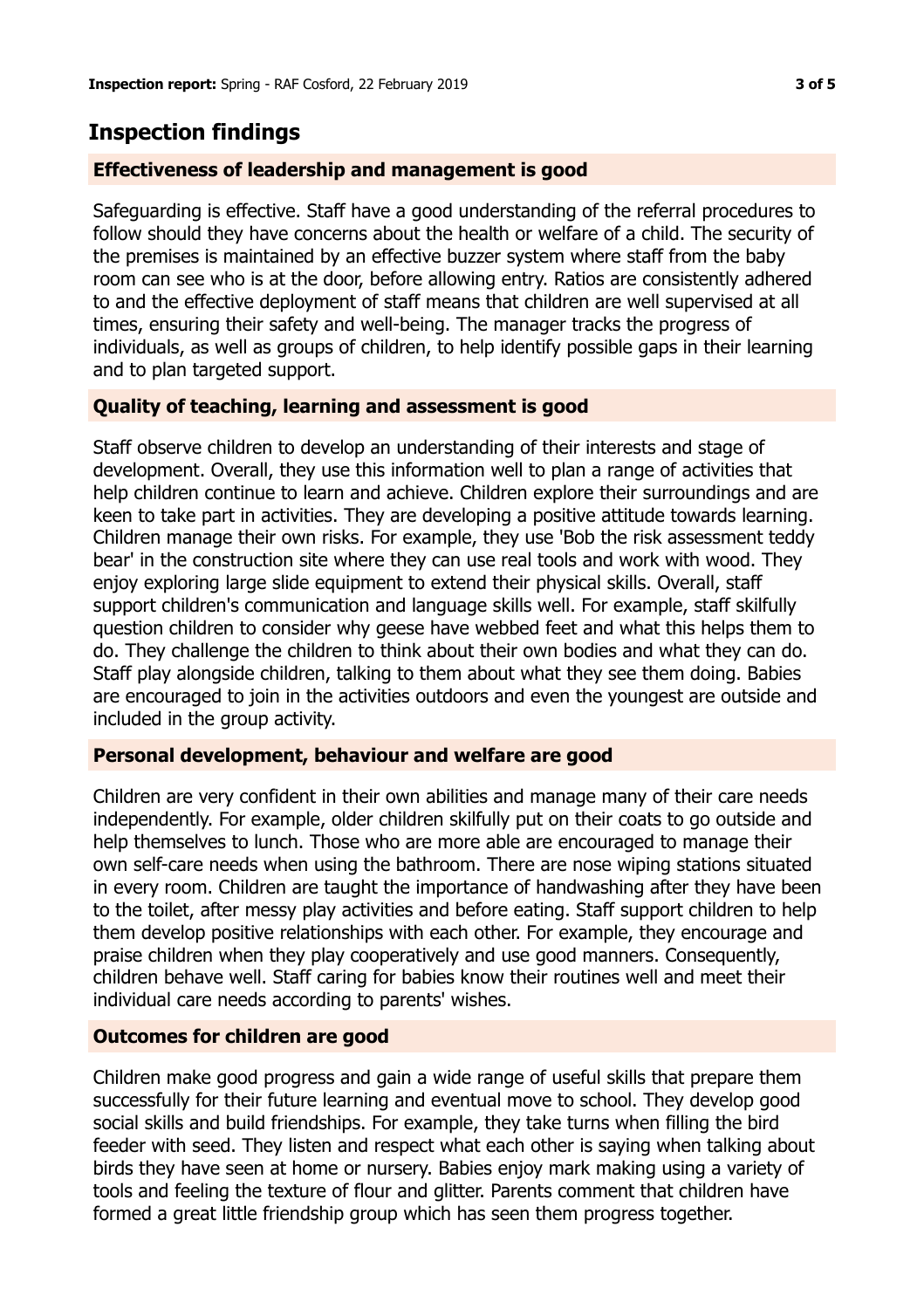## Inspection findings

### Effectiveness of leadership and management is good

Safeguarding is effective. Staff have a good understanding of the referral procedures to follow should they have concerns about the health or welfare of a child. The security of the premises is maintained by an effective buzzer system where staff from the baby room can see who is at the door, before allowing entry. Ratios are consistently adhered to and the effective deployment of staff means that children are well supervised at all times, ensuring their safety and well-being. The manager tracks the progress of individuals, as well as groups of children, to help identify possible gaps in their learning and to plan targeted support.

### Quality of teaching, learning and assessment is good

Staff observe children to develop an understanding of their interests and stage of development. Overall, they use this information well to plan a range of activities that help children continue to learn and achieve. Children explore their surroundings and are keen to take part in activities. They are developing a positive attitude towards learning. Children manage their own risks. For example, they use 'Bob the risk assessment teddy bear' in the construction site where they can use real tools and work with wood. They enjoy exploring large slide equipment to extend their physical skills. Overall, staff support children's communication and language skills well. For example, staff skilfully question children to consider why geese have webbed feet and what this helps them to do. They challenge the children to think about their own bodies and what they can do. Staff play alongside children, talking to them about what they see them doing. Babies are encouraged to join in the activities outdoors and even the youngest are outside and included in the group activity.

### Personal development, behaviour and welfare are good

Children are very confident in their own abilities and manage many of their care needs independently. For example, older children skilfully put on their coats to go outside and help themselves to lunch. Those who are more able are encouraged to manage their own self-care needs when using the bathroom. There are nose wiping stations situated in every room. Children are taught the importance of handwashing after they have been to the toilet, after messy play activities and before eating. Staff support children to help them develop positive relationships with each other. For example, they encourage and praise children when they play cooperatively and use good manners. Consequently, children behave well. Staff caring for babies know their routines well and meet their individual care needs according to parents' wishes.

### Outcomes for children are good

Children make good progress and gain a wide range of useful skills that prepare them successfully for their future learning and eventual move to school. They develop good social skills and build friendships. For example, they take turns when filling the bird feeder with seed. They listen and respect what each other is saying when talking about birds they have seen at home or nursery. Babies enjoy mark making using a variety of tools and feeling the texture of flour and glitter. Parents comment that children have formed a great little friendship group which has seen them progress together.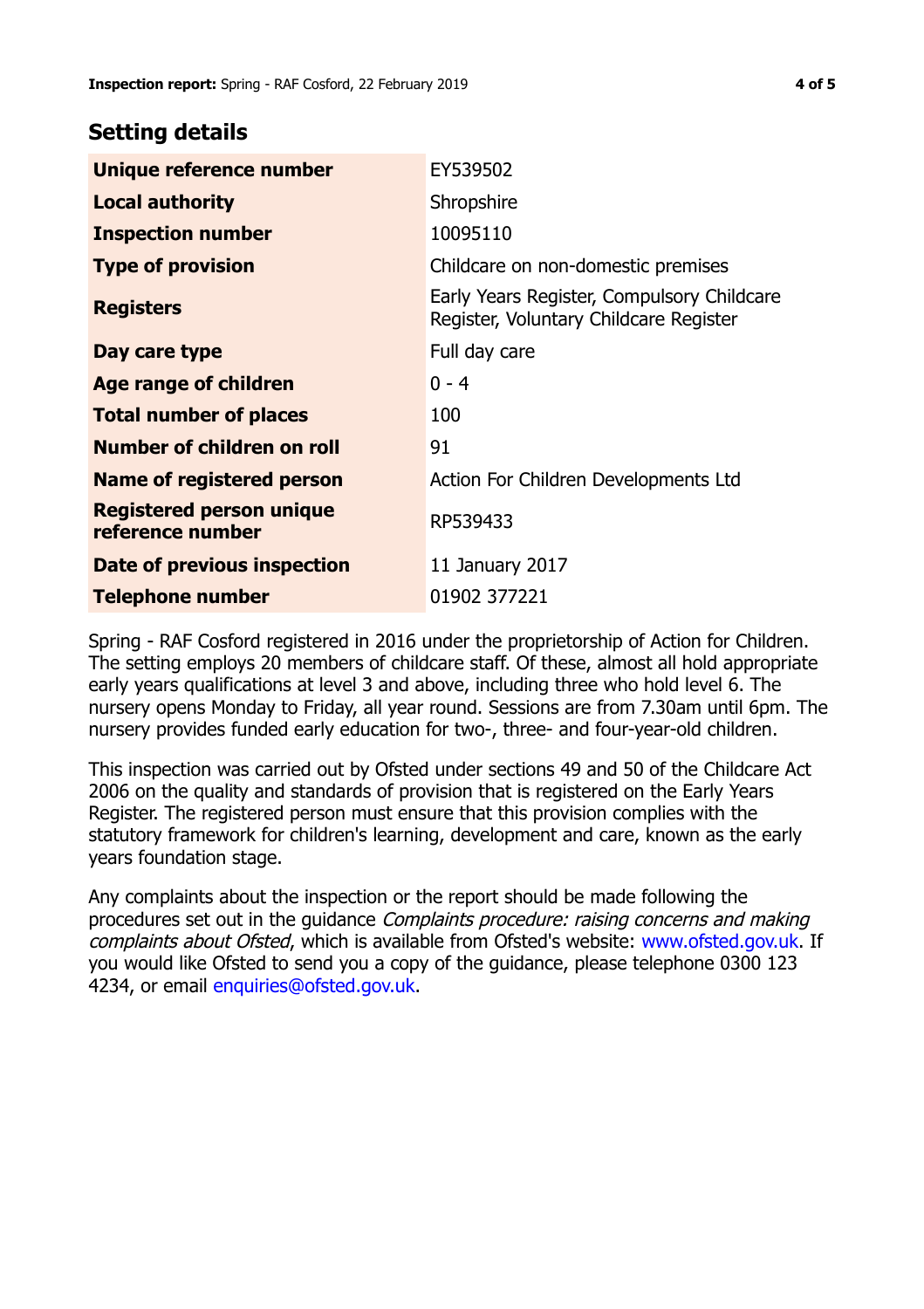## Setting details

| | |
|---|---|
| **Unique reference number** | EY539502 |
| **Local authority** | Shropshire |
| **Inspection number** | 10095110 |
| **Type of provision** | Childcare on non-domestic premises |
| **Registers** | Early Years Register, Compulsory Childcare Register, Voluntary Childcare Register |
| **Day care type** | Full day care |
| **Age range of children** | 0 - 4 |
| **Total number of places** | 100 |
| **Number of children on roll** | 91 |
| **Name of registered person** | Action For Children Developments Ltd |
| **Registered person unique reference number** | RP539433 |
| **Date of previous inspection** | 11 January 2017 |
| **Telephone number** | 01902 377221 |

Spring - RAF Cosford registered in 2016 under the proprietorship of Action for Children. The setting employs 20 members of childcare staff. Of these, almost all hold appropriate early years qualifications at level 3 and above, including three who hold level 6. The nursery opens Monday to Friday, all year round. Sessions are from 7.30am until 6pm. The nursery provides funded early education for two-, three- and four-year-old children.

This inspection was carried out by Ofsted under sections 49 and 50 of the Childcare Act 2006 on the quality and standards of provision that is registered on the Early Years Register. The registered person must ensure that this provision complies with the statutory framework for children's learning, development and care, known as the early years foundation stage.

Any complaints about the inspection or the report should be made following the procedures set out in the guidance *Complaints procedure: raising concerns and making complaints about Ofsted*, which is available from Ofsted's website: www.ofsted.gov.uk. If you would like Ofsted to send you a copy of the guidance, please telephone 0300 123 4234, or email enquiries@ofsted.gov.uk.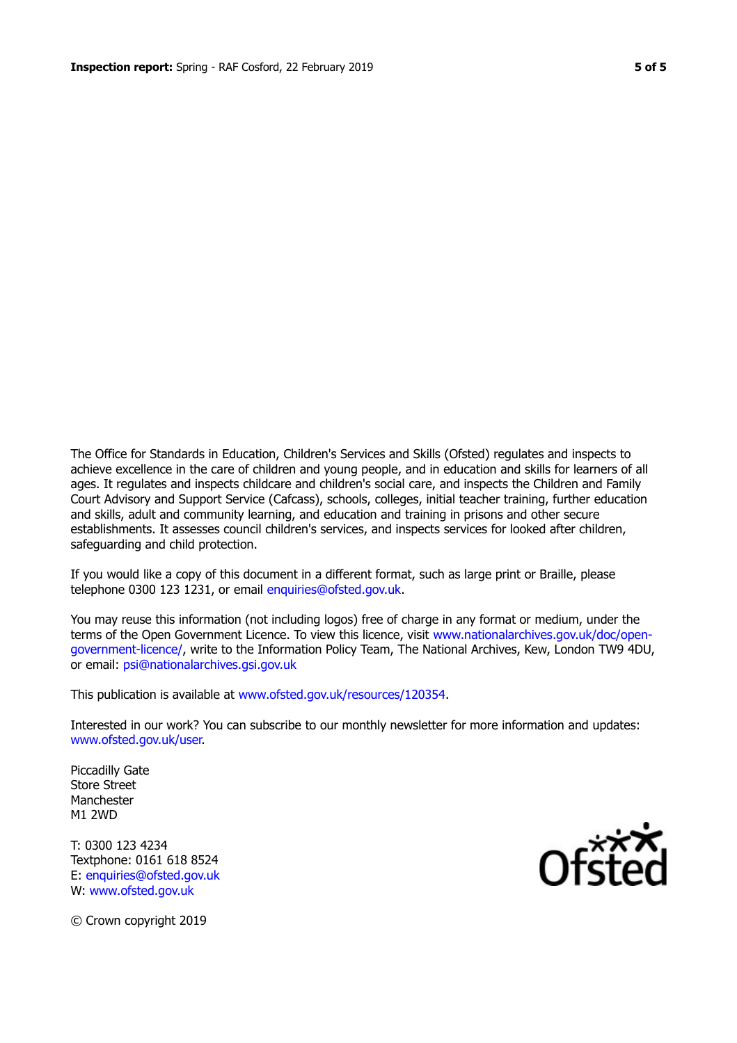The Office for Standards in Education, Children's Services and Skills (Ofsted) regulates and inspects to achieve excellence in the care of children and young people, and in education and skills for learners of all ages. It regulates and inspects childcare and children's social care, and inspects the Children and Family Court Advisory and Support Service (Cafcass), schools, colleges, initial teacher training, further education and skills, adult and community learning, and education and training in prisons and other secure establishments. It assesses council children's services, and inspects services for looked after children, safeguarding and child protection.

If you would like a copy of this document in a different format, such as large print or Braille, please telephone 0300 123 1231, or email enquiries@ofsted.gov.uk.

You may reuse this information (not including logos) free of charge in any format or medium, under the terms of the Open Government Licence. To view this licence, visit www.nationalarchives.gov.uk/doc/open-government-licence/, write to the Information Policy Team, The National Archives, Kew, London TW9 4DU, or email: psi@nationalarchives.gsi.gov.uk

This publication is available at www.ofsted.gov.uk/resources/120354.

Interested in our work? You can subscribe to our monthly newsletter for more information and updates: www.ofsted.gov.uk/user.

Piccadilly Gate  
Store Street  
Manchester  
M1 2WD

T: 0300 123 4234  
Textphone: 0161 618 8524  
E: enquiries@ofsted.gov.uk  
W: www.ofsted.gov.uk

© Crown copyright 2019